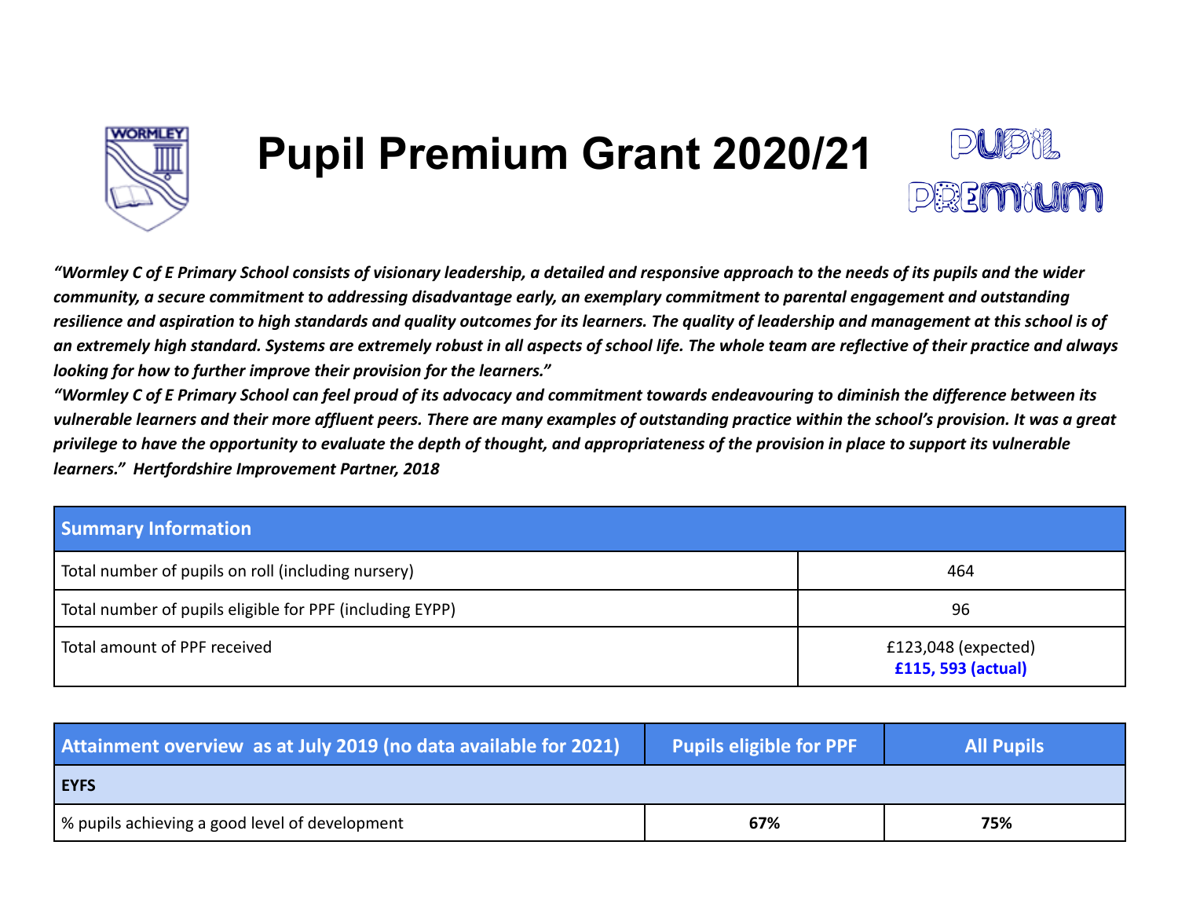# Pupil Premium Grant 2020/21

*"Wormley C of E Primary School consists of visionary leadership, a detailed and responsive approach to the needs of its pupils and the wider community, a secure commitment to addressing disadvantage early, an exemplary commitment to parental engagement and outstanding resilience and aspiration to high standards and quality outcomes for its learners. The quality of leadership and management at this school is of an extremely high standard. Systems are extremely robust in all aspects of school life. The whole team are reflective of their practice and always looking for how to further improve their provision for the learners."*

*"Wormley C of E Primary School can feel proud of its advocacy and commitment towards endeavouring to diminish the difference between its vulnerable learners and their more affluent peers. There are many examples of outstanding practice within the school's provision. It was a great privilege to have the opportunity to evaluate the depth of thought, and appropriateness of the provision in place to support its vulnerable learners." Hertfordshire Improvement Partner, 2018*

| Summary Information | |
|---|---|
| Total number of pupils on roll (including nursery) | 464 |
| Total number of pupils eligible for PPF (including EYPP) | 96 |
| Total amount of PPF received | £123,048 (expected)<br>**£115, 593 (actual)** |

| Attainment overview as at July 2019 (no data available for 2021) | Pupils eligible for PPF | All Pupils |
|---|---|---|
| **EYFS** | | |
| % pupils achieving a good level of development | **67%** | **75%** |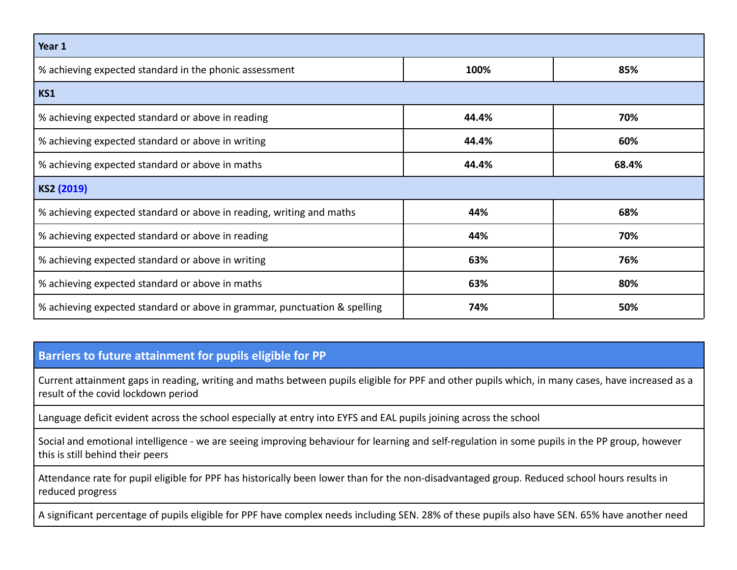| Year 1 | | |
| --- | --- | --- |
| % achieving expected standard in the phonic assessment | **100%** | **85%** |
| **KS1** | | |
| % achieving expected standard or above in reading | **44.4%** | **70%** |
| % achieving expected standard or above in writing | **44.4%** | **60%** |
| % achieving expected standard or above in maths | **44.4%** | **68.4%** |
| **KS2 (2019)** | | |
| % achieving expected standard or above in reading, writing and maths | **44%** | **68%** |
| % achieving expected standard or above in reading | **44%** | **70%** |
| % achieving expected standard or above in writing | **63%** | **76%** |
| % achieving expected standard or above in maths | **63%** | **80%** |
| % achieving expected standard or above in grammar, punctuation & spelling | **74%** | **50%** |

| Barriers to future attainment for pupils eligible for PP |
| --- |
| Current attainment gaps in reading, writing and maths between pupils eligible for PPF and other pupils which, in many cases, have increased as a result of the covid lockdown period |
| Language deficit evident across the school especially at entry into EYFS and EAL pupils joining across the school |
| Social and emotional intelligence - we are seeing improving behaviour for learning and self-regulation in some pupils in the PP group, however this is still behind their peers |
| Attendance rate for pupil eligible for PPF has historically been lower than for the non-disadvantaged group. Reduced school hours results in reduced progress |
| A significant percentage of pupils eligible for PPF have complex needs including SEN. 28% of these pupils also have SEN. 65% have another need |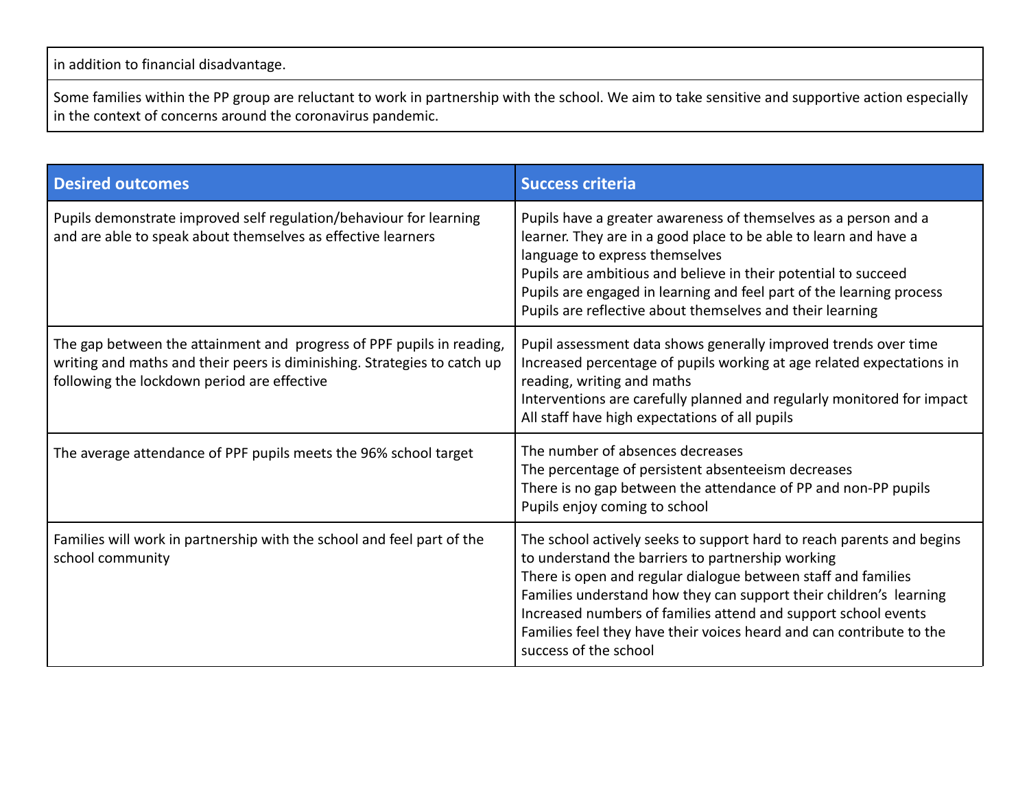| in addition to financial disadvantage. |
|---|
| Some families within the PP group are reluctant to work in partnership with the school. We aim to take sensitive and supportive action especially in the context of concerns around the coronavirus pandemic. |

| Desired outcomes | Success criteria |
|---|---|
| Pupils demonstrate improved self regulation/behaviour for learning and are able to speak about themselves as effective learners | Pupils have a greater awareness of themselves as a person and a learner. They are in a good place to be able to learn and have a language to express themselves<br>Pupils are ambitious and believe in their potential to succeed<br>Pupils are engaged in learning and feel part of the learning process<br>Pupils are reflective about themselves and their learning |
| The gap between the attainment and progress of PPF pupils in reading, writing and maths and their peers is diminishing. Strategies to catch up following the lockdown period are effective | Pupil assessment data shows generally improved trends over time<br>Increased percentage of pupils working at age related expectations in reading, writing and maths<br>Interventions are carefully planned and regularly monitored for impact<br>All staff have high expectations of all pupils |
| The average attendance of PPF pupils meets the 96% school target | The number of absences decreases<br>The percentage of persistent absenteeism decreases<br>There is no gap between the attendance of PP and non-PP pupils<br>Pupils enjoy coming to school |
| Families will work in partnership with the school and feel part of the school community | The school actively seeks to support hard to reach parents and begins to understand the barriers to partnership working<br>There is open and regular dialogue between staff and families<br>Families understand how they can support their children's learning<br>Increased numbers of families attend and support school events<br>Families feel they have their voices heard and can contribute to the success of the school |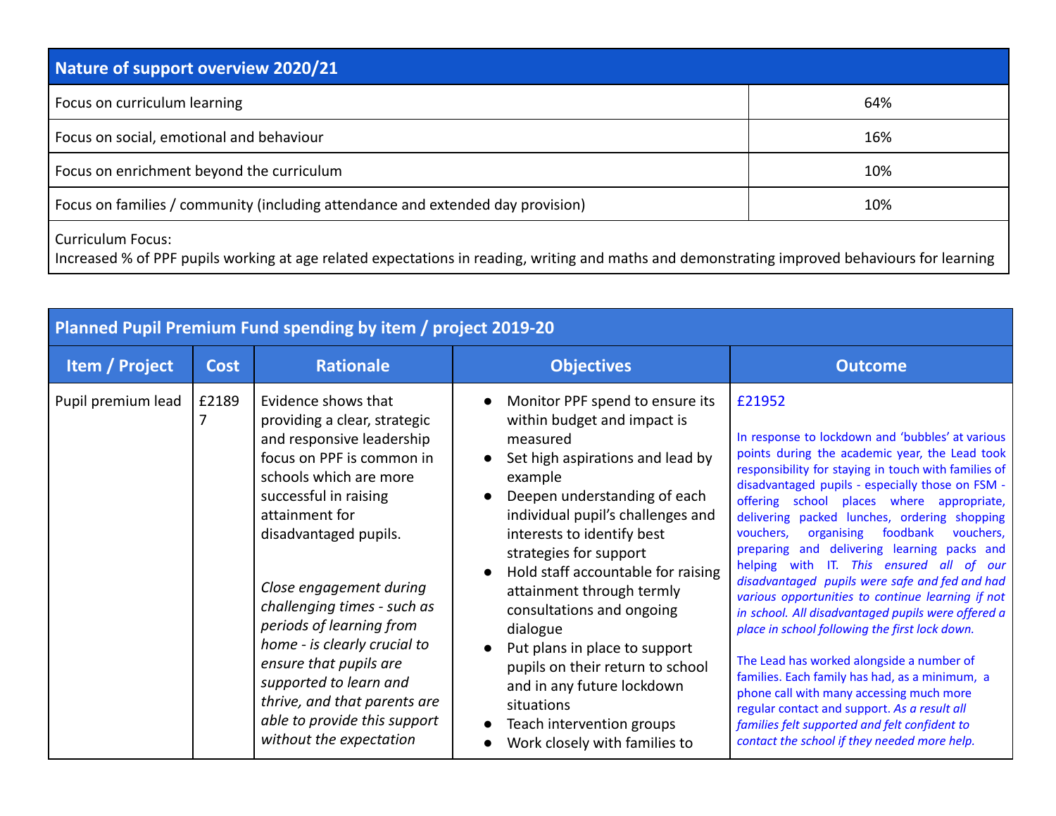| Nature of support overview 2020/21 | |
|---|---|
| Focus on curriculum learning | 64% |
| Focus on social, emotional and behaviour | 16% |
| Focus on enrichment beyond the curriculum | 10% |
| Focus on families / community (including attendance and extended day provision) | 10% |
| Curriculum Focus:<br>Increased % of PPF pupils working at age related expectations in reading, writing and maths and demonstrating improved behaviours for learning | |

| Planned Pupil Premium Fund spending by item / project 2019-20 | | | | |
|---|---|---|---|---|
| **Item / Project** | **Cost** | **Rationale** | **Objectives** | **Outcome** |
| Pupil premium lead | £21897 | Evidence shows that providing a clear, strategic and responsive leadership focus on PPF is common in schools which are more successful in raising attainment for disadvantaged pupils.<br><br>*Close engagement during challenging times - such as periods of learning from home - is clearly crucial to ensure that pupils are supported to learn and thrive, and that parents are able to provide this support without the expectation* | • Monitor PPF spend to ensure its within budget and impact is measured<br>• Set high aspirations and lead by example<br>• Deepen understanding of each individual pupil's challenges and interests to identify best strategies for support<br>• Hold staff accountable for raising attainment through termly consultations and ongoing dialogue<br>• Put plans in place to support pupils on their return to school and in any future lockdown situations<br>• Teach intervention groups<br>• Work closely with families to | £21952<br><br>In response to lockdown and 'bubbles' at various points during the academic year, the Lead took responsibility for staying in touch with families of disadvantaged pupils - especially those on FSM - offering school places where appropriate, delivering packed lunches, ordering shopping vouchers, organising foodbank vouchers, preparing and delivering learning packs and helping with IT. *This ensured all of our disadvantaged pupils were safe and fed and had various opportunities to continue learning if not in school. All disadvantaged pupils were offered a place in school following the first lock down.*<br><br>The Lead has worked alongside a number of families. Each family has had, as a minimum, a phone call with many accessing much more regular contact and support. *As a result all families felt supported and felt confident to contact the school if they needed more help.* |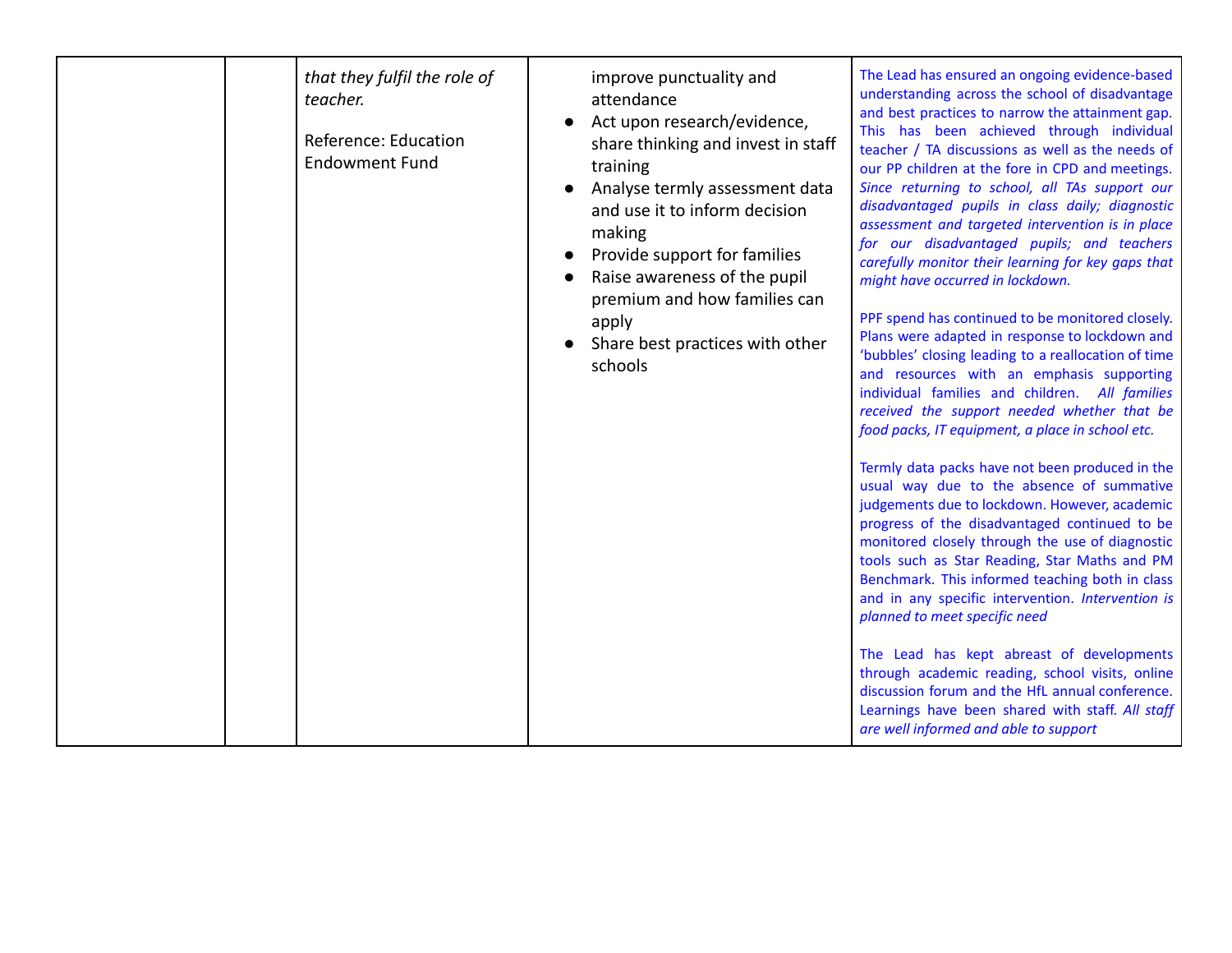| | | | | |
|---|---|---|---|---|
| | | *that they fulfil the role of teacher.*<br><br>Reference: Education Endowment Fund | improve punctuality and attendance<br>● Act upon research/evidence, share thinking and invest in staff training<br>● Analyse termly assessment data and use it to inform decision making<br>● Provide support for families<br>● Raise awareness of the pupil premium and how families can apply<br>● Share best practices with other schools | The Lead has ensured an ongoing evidence-based understanding across the school of disadvantage and best practices to narrow the attainment gap. This has been achieved through individual teacher / TA discussions as well as the needs of our PP children at the fore in CPD and meetings. *Since returning to school, all TAs support our disadvantaged pupils in class daily; diagnostic assessment and targeted intervention is in place for our disadvantaged pupils; and teachers carefully monitor their learning for key gaps that might have occurred in lockdown.*<br><br>PPF spend has continued to be monitored closely. Plans were adapted in response to lockdown and 'bubbles' closing leading to a reallocation of time and resources with an emphasis supporting individual families and children. *All families received the support needed whether that be food packs, IT equipment, a place in school etc.*<br><br>Termly data packs have not been produced in the usual way due to the absence of summative judgements due to lockdown. However, academic progress of the disadvantaged continued to be monitored closely through the use of diagnostic tools such as Star Reading, Star Maths and PM Benchmark. This informed teaching both in class and in any specific intervention. *Intervention is planned to meet specific need*<br><br>The Lead has kept abreast of developments through academic reading, school visits, online discussion forum and the HfL annual conference. Learnings have been shared with staff. *All staff are well informed and able to support* |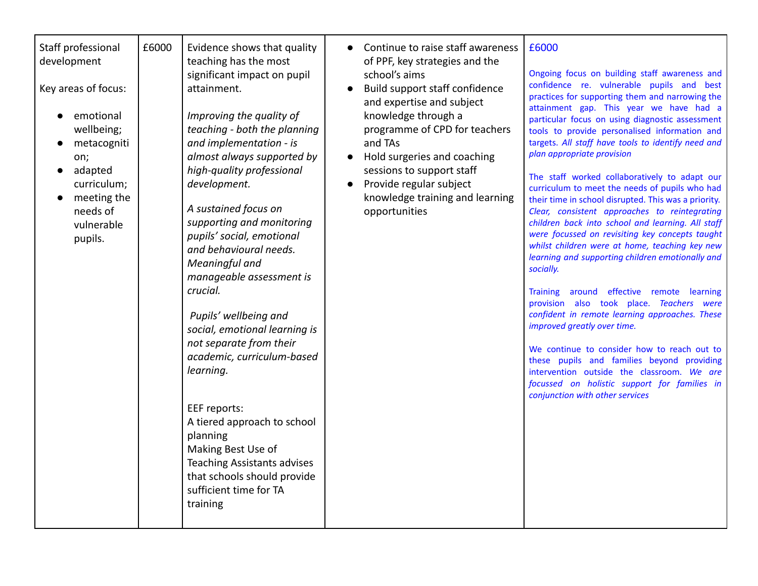| Staff professional development<br><br>Key areas of focus:<br><ul><li>emotional wellbeing;</li><li>metacognition;</li><li>adapted curriculum;</li><li>meeting the needs of vulnerable pupils.</li></ul> | £6000 | Evidence shows that quality teaching has the most significant impact on pupil attainment.<br><br>*Improving the quality of teaching - both the planning and implementation - is almost always supported by high-quality professional development.*<br><br>*A sustained focus on supporting and monitoring pupils' social, emotional and behavioural needs. Meaningful and manageable assessment is crucial.*<br><br>*Pupils' wellbeing and social, emotional learning is not separate from their academic, curriculum-based learning.*<br><br>EEF reports:<br>A tiered approach to school planning<br>Making Best Use of Teaching Assistants advises that schools should provide sufficient time for TA training | <ul><li>Continue to raise staff awareness of PPF, key strategies and the school's aims</li><li>Build support staff confidence and expertise and subject knowledge through a programme of CPD for teachers and TAs</li><li>Hold surgeries and coaching sessions to support staff</li><li>Provide regular subject knowledge training and learning opportunities</li></ul> | £6000<br><br>Ongoing focus on building staff awareness and confidence re. vulnerable pupils and best practices for supporting them and narrowing the attainment gap. This year we have had a particular focus on using diagnostic assessment tools to provide personalised information and targets. *All staff have tools to identify need and plan appropriate provision*<br><br>The staff worked collaboratively to adapt our curriculum to meet the needs of pupils who had their time in school disrupted. This was a priority. *Clear, consistent approaches to reintegrating children back into school and learning. All staff were focussed on revisiting key concepts taught whilst children were at home, teaching key new learning and supporting children emotionally and socially.*<br><br>Training around effective remote learning provision also took place. *Teachers were confident in remote learning approaches. These improved greatly over time.*<br><br>We continue to consider how to reach out to these pupils and families beyond providing intervention outside the classroom. *We are focussed on holistic support for families in conjunction with other services* |
|---|---|---|---|---|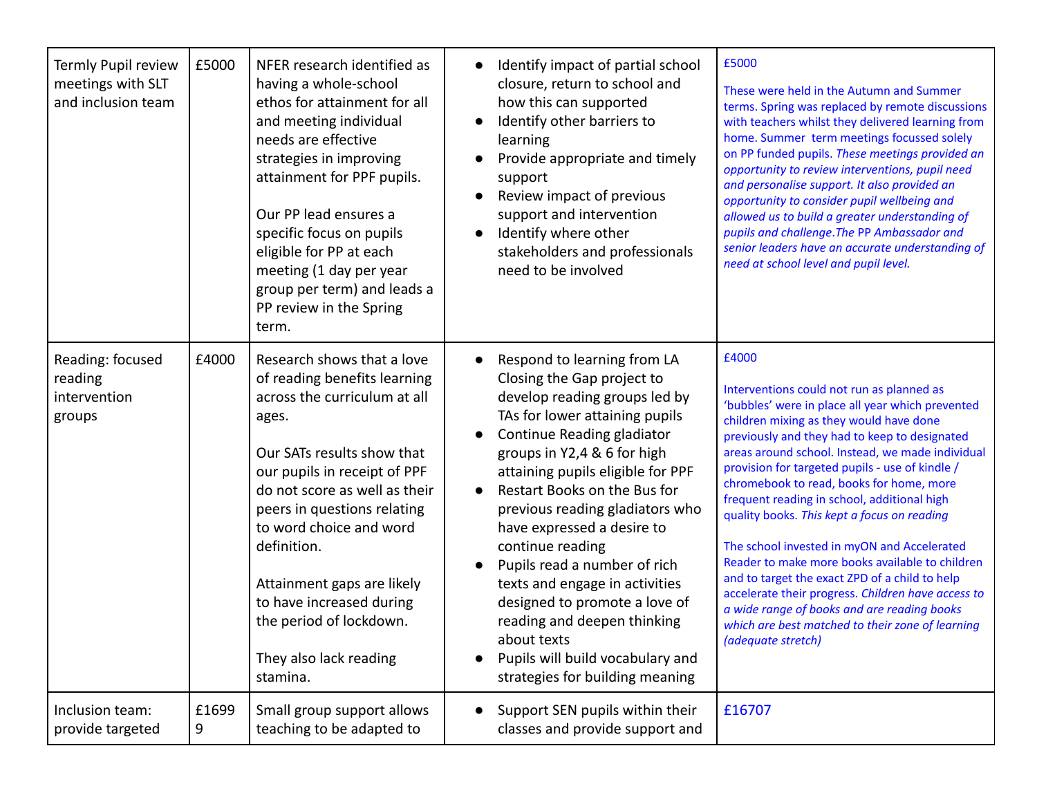| Termly Pupil review meetings with SLT and inclusion team | £5000 | NFER research identified as having a whole-school ethos for attainment for all and meeting individual needs are effective strategies in improving attainment for PPF pupils.<br><br>Our PP lead ensures a specific focus on pupils eligible for PP at each meeting (1 day per year group per term) and leads a PP review in the Spring term. | ● Identify impact of partial school closure, return to school and how this can supported<br>● Identify other barriers to learning<br>● Provide appropriate and timely support<br>● Review impact of previous support and intervention<br>● Identify where other stakeholders and professionals need to be involved | £5000<br><br>These were held in the Autumn and Summer terms. Spring was replaced by remote discussions with teachers whilst they delivered learning from home. Summer term meetings focussed solely on PP funded pupils. *These meetings provided an opportunity to review interventions, pupil need and personalise support. It also provided an opportunity to consider pupil wellbeing and allowed us to build a greater understanding of pupils and challenge.The PP Ambassador and senior leaders have an accurate understanding of need at school level and pupil level.* |
|---|---|---|---|---|
| Reading: focused reading intervention groups | £4000 | Research shows that a love of reading benefits learning across the curriculum at all ages.<br><br>Our SATs results show that our pupils in receipt of PPF do not score as well as their peers in questions relating to word choice and word definition.<br><br>Attainment gaps are likely to have increased during the period of lockdown.<br><br>They also lack reading stamina. | ● Respond to learning from LA Closing the Gap project to develop reading groups led by TAs for lower attaining pupils<br>● Continue Reading gladiator groups in Y2,4 & 6 for high attaining pupils eligible for PPF<br>● Restart Books on the Bus for previous reading gladiators who have expressed a desire to continue reading<br>● Pupils read a number of rich texts and engage in activities designed to promote a love of reading and deepen thinking about texts<br>● Pupils will build vocabulary and strategies for building meaning | £4000<br><br>Interventions could not run as planned as 'bubbles' were in place all year which prevented children mixing as they would have done previously and they had to keep to designated areas around school. Instead, we made individual provision for targeted pupils - use of kindle / chromebook to read, books for home, more frequent reading in school, additional high quality books. *This kept a focus on reading*<br><br>The school invested in myON and Accelerated Reader to make more books available to children and to target the exact ZPD of a child to help accelerate their progress. *Children have access to a wide range of books and are reading books which are best matched to their zone of learning (adequate stretch)* |
| Inclusion team: provide targeted | £16999 | Small group support allows teaching to be adapted to | ● Support SEN pupils within their classes and provide support and | £16707 |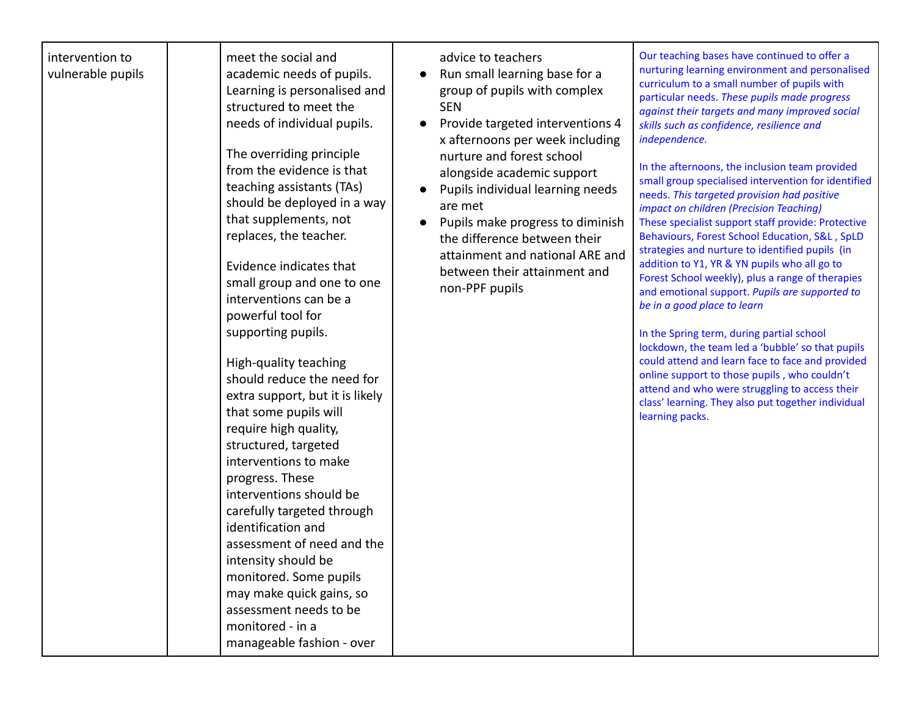| | | | | |
|---|---|---|---|---|
| intervention to vulnerable pupils | | meet the social and academic needs of pupils. Learning is personalised and structured to meet the needs of individual pupils.<br><br>The overriding principle from the evidence is that teaching assistants (TAs) should be deployed in a way that supplements, not replaces, the teacher.<br><br>Evidence indicates that small group and one to one interventions can be a powerful tool for supporting pupils.<br><br>High-quality teaching should reduce the need for extra support, but it is likely that some pupils will require high quality, structured, targeted interventions to make progress. These interventions should be carefully targeted through identification and assessment of need and the intensity should be monitored. Some pupils may make quick gains, so assessment needs to be monitored - in a manageable fashion - over | advice to teachers<br>● Run small learning base for a group of pupils with complex SEN<br>● Provide targeted interventions 4 x afternoons per week including nurture and forest school alongside academic support<br>● Pupils individual learning needs are met<br>● Pupils make progress to diminish the difference between their attainment and national ARE and between their attainment and non-PPF pupils | Our teaching bases have continued to offer a nurturing learning environment and personalised curriculum to a small number of pupils with particular needs. *These pupils made progress against their targets and many improved social skills such as confidence, resilience and independence.*<br><br>In the afternoons, the inclusion team provided small group specialised intervention for identified needs. *This targeted provision had positive impact on children (Precision Teaching)*<br>These specialist support staff provide: Protective Behaviours, Forest School Education, S&L , SpLD strategies and nurture to identified pupils (in addition to Y1, YR & YN pupils who all go to Forest School weekly), plus a range of therapies and emotional support. *Pupils are supported to be in a good place to learn*<br><br>In the Spring term, during partial school lockdown, the team led a 'bubble' so that pupils could attend and learn face to face and provided online support to those pupils , who couldn't attend and who were struggling to access their class' learning. They also put together individual learning packs. |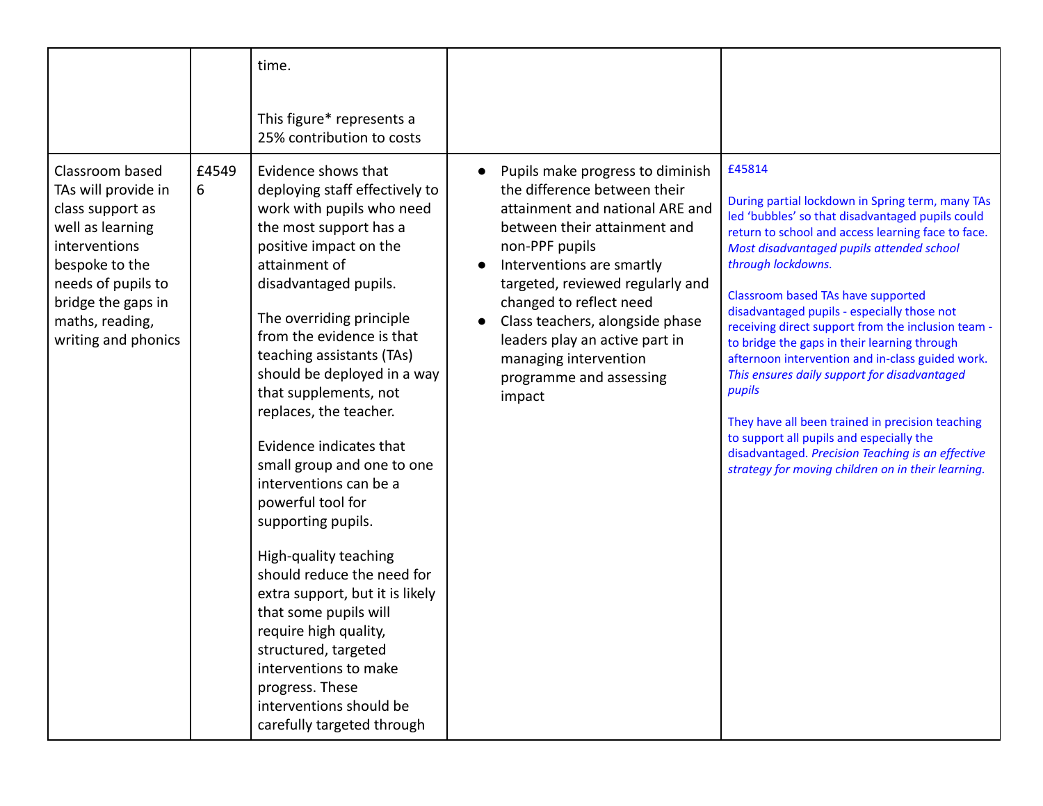| | | | | |
|---|---|---|---|---|
| | | time.<br><br>This figure* represents a 25% contribution to costs | | |
| Classroom based TAs will provide in class support as well as learning interventions bespoke to the needs of pupils to bridge the gaps in maths, reading, writing and phonics | £45496 | Evidence shows that deploying staff effectively to work with pupils who need the most support has a positive impact on the attainment of disadvantaged pupils.<br><br>The overriding principle from the evidence is that teaching assistants (TAs) should be deployed in a way that supplements, not replaces, the teacher.<br><br>Evidence indicates that small group and one to one interventions can be a powerful tool for supporting pupils.<br><br>High-quality teaching should reduce the need for extra support, but it is likely that some pupils will require high quality, structured, targeted interventions to make progress. These interventions should be carefully targeted through | • Pupils make progress to diminish the difference between their attainment and national ARE and between their attainment and non-PPF pupils<br>• Interventions are smartly targeted, reviewed regularly and changed to reflect need<br>• Class teachers, alongside phase leaders play an active part in managing intervention programme and assessing impact | £45814<br><br>During partial lockdown in Spring term, many TAs led 'bubbles' so that disadvantaged pupils could return to school and access learning face to face. *Most disadvantaged pupils attended school through lockdowns.*<br><br>Classroom based TAs have supported disadvantaged pupils - especially those not receiving direct support from the inclusion team - to bridge the gaps in their learning through afternoon intervention and in-class guided work. *This ensures daily support for disadvantaged pupils*<br><br>They have all been trained in precision teaching to support all pupils and especially the disadvantaged. *Precision Teaching is an effective strategy for moving children on in their learning.* |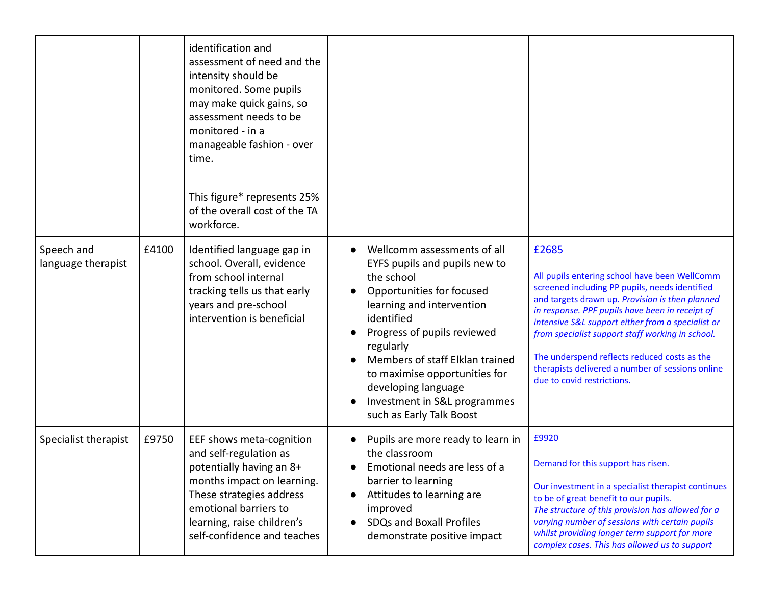| | | | | |
|---|---|---|---|---|
| | | identification and assessment of need and the intensity should be monitored. Some pupils may make quick gains, so assessment needs to be monitored - in a manageable fashion - over time.<br><br>This figure* represents 25% of the overall cost of the TA workforce. | | |
| Speech and language therapist | £4100 | Identified language gap in school. Overall, evidence from school internal tracking tells us that early years and pre-school intervention is beneficial | • Wellcomm assessments of all EYFS pupils and pupils new to the school<br>• Opportunities for focused learning and intervention identified<br>• Progress of pupils reviewed regularly<br>• Members of staff Elklan trained to maximise opportunities for developing language<br>• Investment in S&L programmes such as Early Talk Boost | £2685<br><br>All pupils entering school have been WellComm screened including PP pupils, needs identified and targets drawn up. *Provision is then planned in response. PPF pupils have been in receipt of intensive S&L support either from a specialist or from specialist support staff working in school.*<br><br>The underspend reflects reduced costs as the therapists delivered a number of sessions online due to covid restrictions. |
| Specialist therapist | £9750 | EEF shows meta-cognition and self-regulation as potentially having an 8+ months impact on learning. These strategies address emotional barriers to learning, raise children's self-confidence and teaches | • Pupils are more ready to learn in the classroom<br>• Emotional needs are less of a barrier to learning<br>• Attitudes to learning are improved<br>• SDQs and Boxall Profiles demonstrate positive impact | £9920<br><br>Demand for this support has risen.<br><br>Our investment in a specialist therapist continues to be of great benefit to our pupils.<br>*The structure of this provision has allowed for a varying number of sessions with certain pupils whilst providing longer term support for more complex cases. This has allowed us to support* |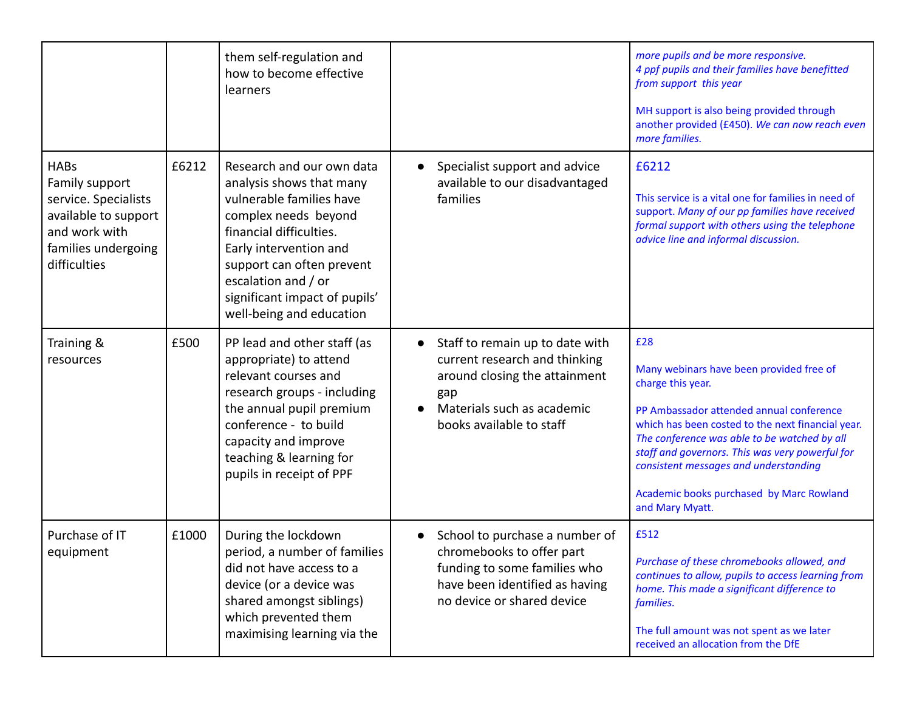| | | | | |
|---|---|---|---|---|
| | | them self-regulation and how to become effective learners | | *more pupils and be more responsive.*<br>*4 ppf pupils and their families have benefitted from support this year*<br><br>MH support is also being provided through another provided (£450). *We can now reach even more families.* |
| HABs<br>Family support service. Specialists available to support and work with families undergoing difficulties | £6212 | Research and our own data analysis shows that many vulnerable families have complex needs beyond financial difficulties.<br>Early intervention and support can often prevent escalation and / or significant impact of pupils' well-being and education | • Specialist support and advice available to our disadvantaged families | £6212<br><br>This service is a vital one for families in need of support. *Many of our pp families have received formal support with others using the telephone advice line and informal discussion.* |
| Training & resources | £500 | PP lead and other staff (as appropriate) to attend relevant courses and research groups - including the annual pupil premium conference - to build capacity and improve teaching & learning for pupils in receipt of PPF | • Staff to remain up to date with current research and thinking around closing the attainment gap<br>• Materials such as academic books available to staff | £28<br><br>Many webinars have been provided free of charge this year.<br><br>PP Ambassador attended annual conference which has been costed to the next financial year. *The conference was able to be watched by all staff and governors. This was very powerful for consistent messages and understanding*<br><br>Academic books purchased by Marc Rowland and Mary Myatt. |
| Purchase of IT equipment | £1000 | During the lockdown period, a number of families did not have access to a device (or a device was shared amongst siblings) which prevented them maximising learning via the | • School to purchase a number of chromebooks to offer part funding to some families who have been identified as having no device or shared device | £512<br><br>*Purchase of these chromebooks allowed, and continues to allow, pupils to access learning from home. This made a significant difference to families.*<br><br>The full amount was not spent as we later received an allocation from the DfE |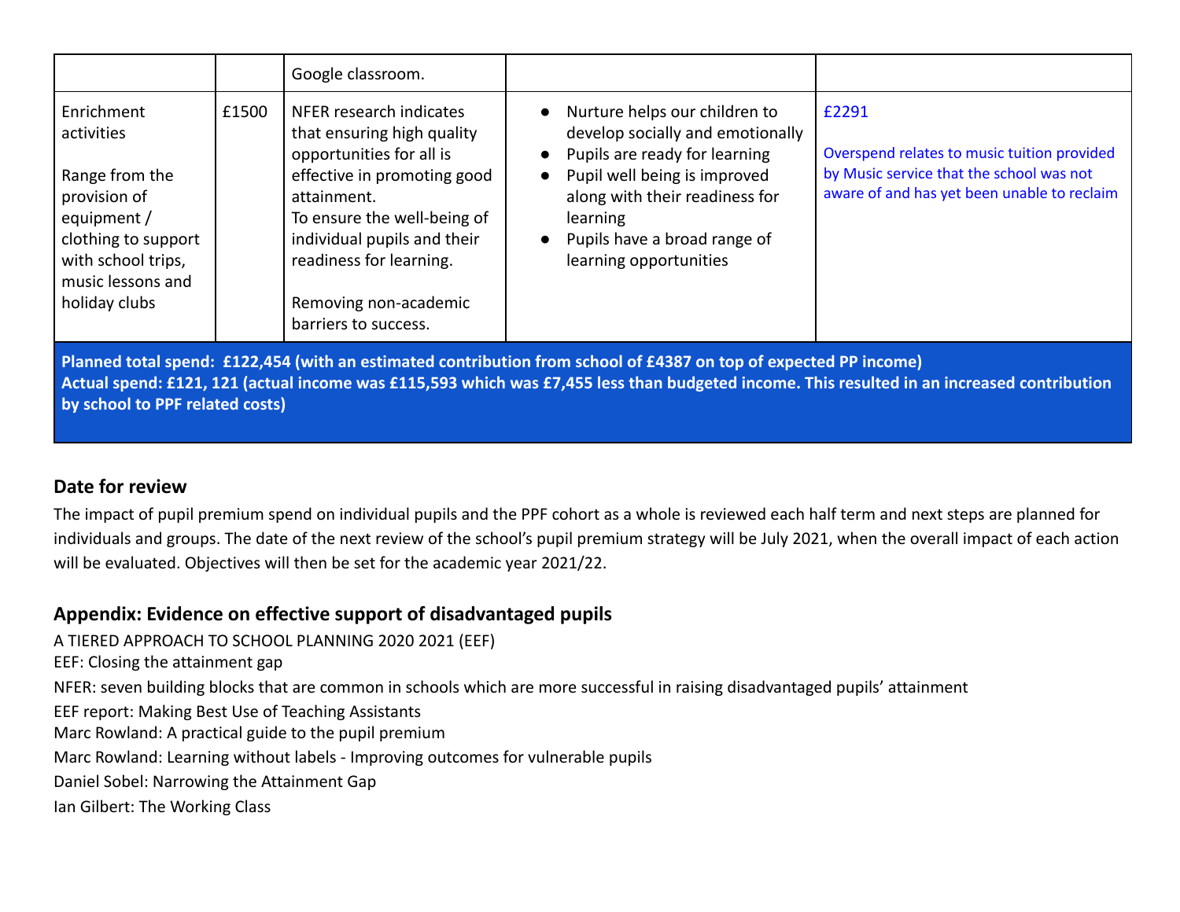| | | | | |
|---|---|---|---|---|
| | | Google classroom. | | |
| Enrichment activities<br><br>Range from the provision of equipment / clothing to support with school trips, music lessons and holiday clubs | £1500 | NFER research indicates that ensuring high quality opportunities for all is effective in promoting good attainment.<br>To ensure the well-being of individual pupils and their readiness for learning.<br><br>Removing non-academic barriers to success. | • Nurture helps our children to develop socially and emotionally<br>• Pupils are ready for learning<br>• Pupil well being is improved along with their readiness for learning<br>• Pupils have a broad range of learning opportunities | £2291<br><br>Overspend relates to music tuition provided by Music service that the school was not aware of and has yet been unable to reclaim |
| **Planned total spend: £122,454 (with an estimated contribution from school of £4387 on top of expected PP income)**<br>**Actual spend: £121, 121 (actual income was £115,593 which was £7,455 less than budgeted income. This resulted in an increased contribution by school to PPF related costs)** | | | | |

### Date for review

The impact of pupil premium spend on individual pupils and the PPF cohort as a whole is reviewed each half term and next steps are planned for individuals and groups. The date of the next review of the school's pupil premium strategy will be July 2021, when the overall impact of each action will be evaluated. Objectives will then be set for the academic year 2021/22.

### Appendix: Evidence on effective support of disadvantaged pupils

A TIERED APPROACH TO SCHOOL PLANNING 2020 2021 (EEF)
EEF: Closing the attainment gap
NFER: seven building blocks that are common in schools which are more successful in raising disadvantaged pupils' attainment
EEF report: Making Best Use of Teaching Assistants
Marc Rowland: A practical guide to the pupil premium
Marc Rowland: Learning without labels - Improving outcomes for vulnerable pupils
Daniel Sobel: Narrowing the Attainment Gap
Ian Gilbert: The Working Class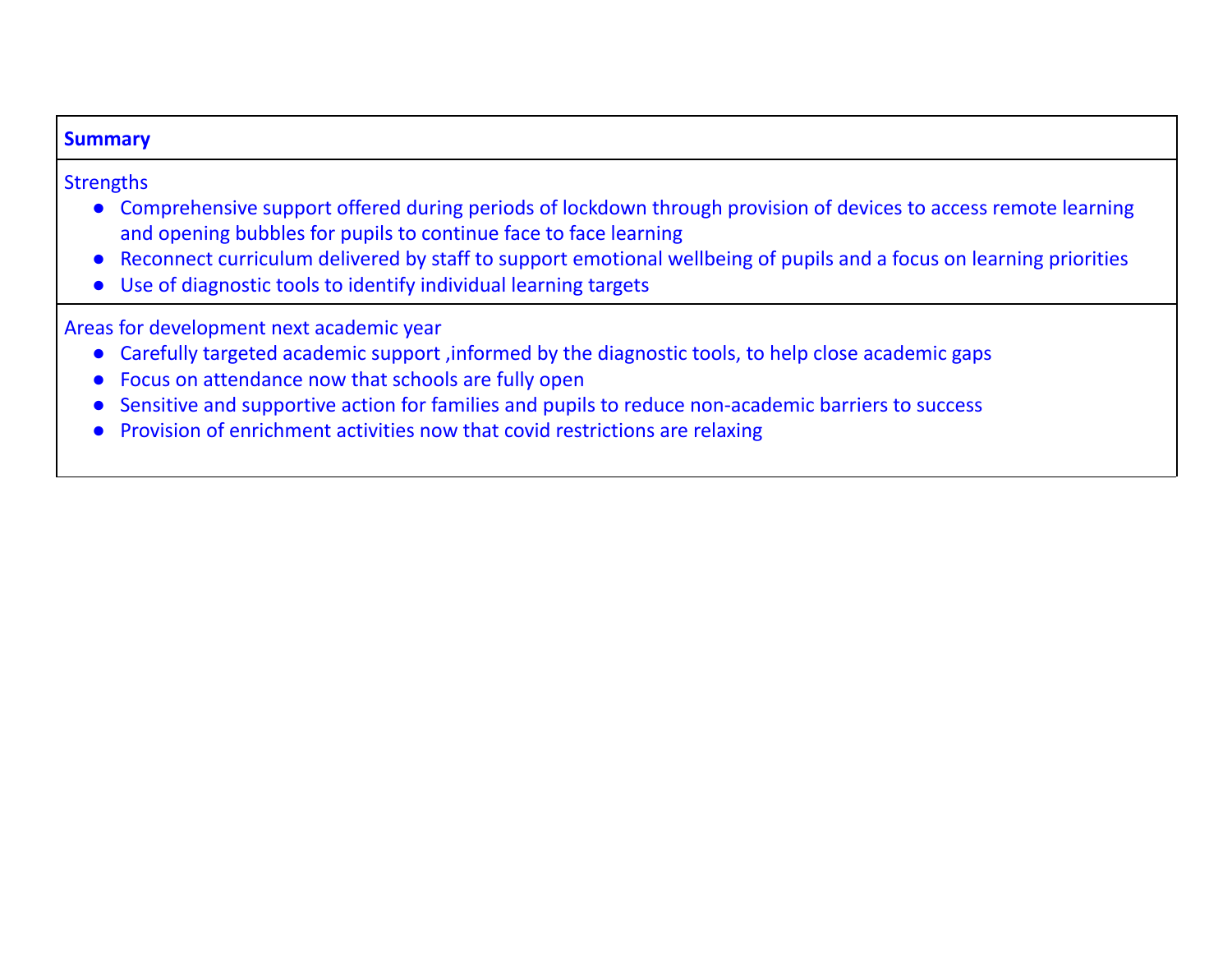**Summary**

Strengths

- Comprehensive support offered during periods of lockdown through provision of devices to access remote learning and opening bubbles for pupils to continue face to face learning
- Reconnect curriculum delivered by staff to support emotional wellbeing of pupils and a focus on learning priorities
- Use of diagnostic tools to identify individual learning targets

Areas for development next academic year

- Carefully targeted academic support ,informed by the diagnostic tools, to help close academic gaps
- Focus on attendance now that schools are fully open
- Sensitive and supportive action for families and pupils to reduce non-academic barriers to success
- Provision of enrichment activities now that covid restrictions are relaxing